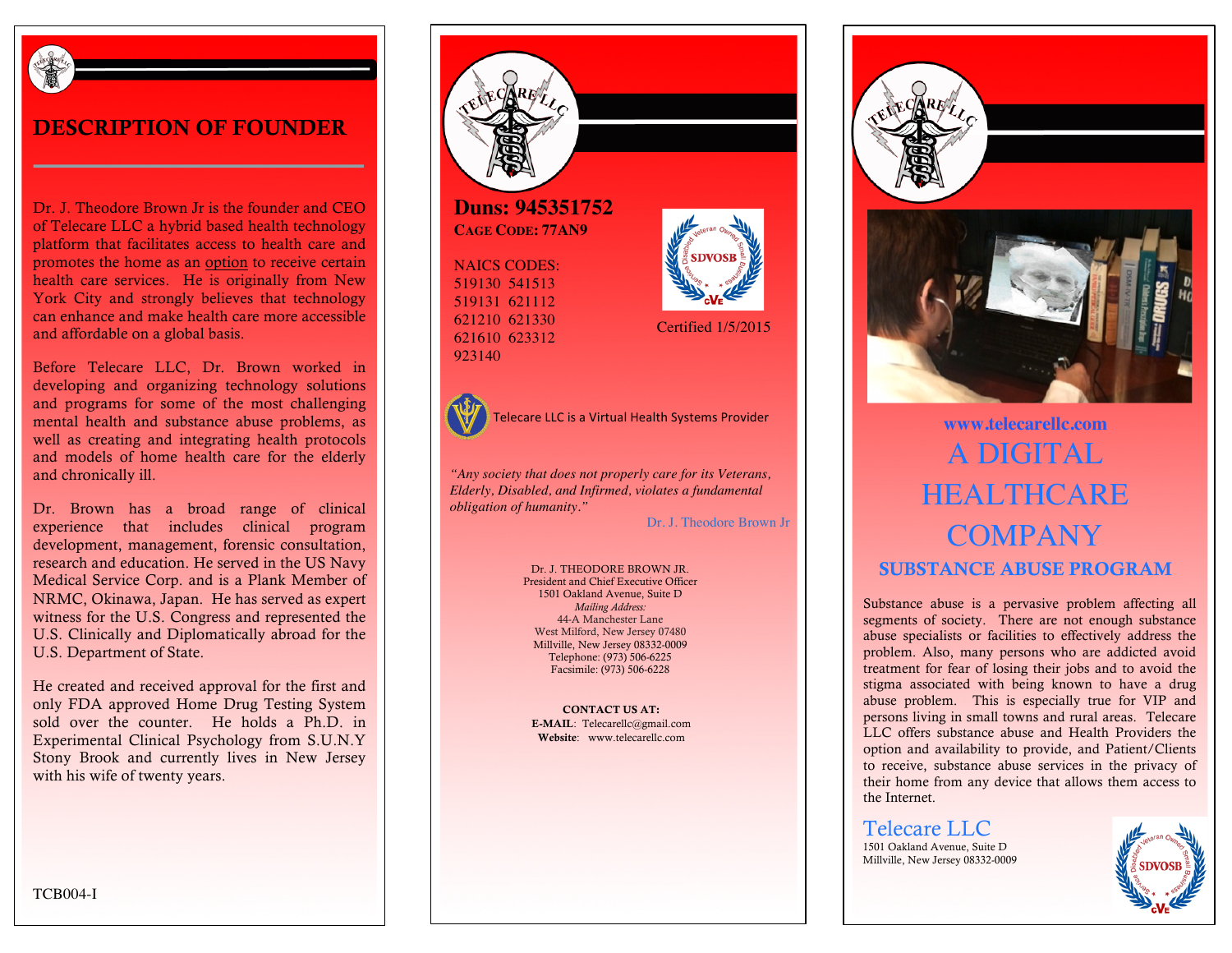## DESCRIPTION OF FOUNDER

Dr. J. Theodore Brown Jr is the founder and CEO of Telecare LLC a hybrid based health technology platform that facilitates access to health care and promotes the home as an option to receive certain health care services. He is originally from New York City and strongly believes that technology can enhance and make health care more accessible and affordable on a global basis.

Before Telecare LLC, Dr. Brown worked in developing and organizing technology solutions and programs for some of the most challenging mental health and substance abuse problems, as well as creating and integrating health protocols and models of home health care for the elderly and chronically ill.

Dr. Brown has a broad range of clinical experience that includes clinical program development, management, forensic consultation, research and education. He served in the US Navy Medical Service Corp. and is a Plank Member of NRMC, Okinawa, Japan. He has served as expert witness for the U.S. Congress and represented the U.S. Clinically and Diplomatically abroad for the U.S. Department of State.

He created and received approval for the first and only FDA approved Home Drug Testing System sold over the counter. He holds a Ph.D. in Experimental Clinical Psychology from S.U.N.Y Stony Brook and currently lives in New Jersey with his wife of twenty years.

TCB004-I

**Duns: 945351752**
**CAGE CODE: 77AN9**

NAICS CODES:
519130 541513
519131 621112
621210 621330
621610 623312
923140

Certified 1/5/2015

Telecare LLC is a Virtual Health Systems Provider

*"Any society that does not properly care for its Veterans, Elderly, Disabled, and Infirmed, violates a fundamental obligation of humanity."*

Dr. J. Theodore Brown Jr

Dr. J. THEODORE BROWN JR.
President and Chief Executive Officer
1501 Oakland Avenue, Suite D
*Mailing Address:*
44-A Manchester Lane
West Milford, New Jersey 07480
Millville, New Jersey 08332-0009
Telephone: (973) 506-6225
Facsimile: (973) 506-6228

**CONTACT US AT:**
**E-MAIL**: Telecarellc@gmail.com
**Website**: www.telecarellc.com

**www.telecarellc.com**

# A DIGITAL HEALTHCARE COMPANY

## SUBSTANCE ABUSE PROGRAM

Substance abuse is a pervasive problem affecting all segments of society. There are not enough substance abuse specialists or facilities to effectively address the problem. Also, many persons who are addicted avoid treatment for fear of losing their jobs and to avoid the stigma associated with being known to have a drug abuse problem. This is especially true for VIP and persons living in small towns and rural areas. Telecare LLC offers substance abuse and Health Providers the option and availability to provide, and Patient/Clients to receive, substance abuse services in the privacy of their home from any device that allows them access to the Internet.

Telecare LLC
1501 Oakland Avenue, Suite D
Millville, New Jersey 08332-0009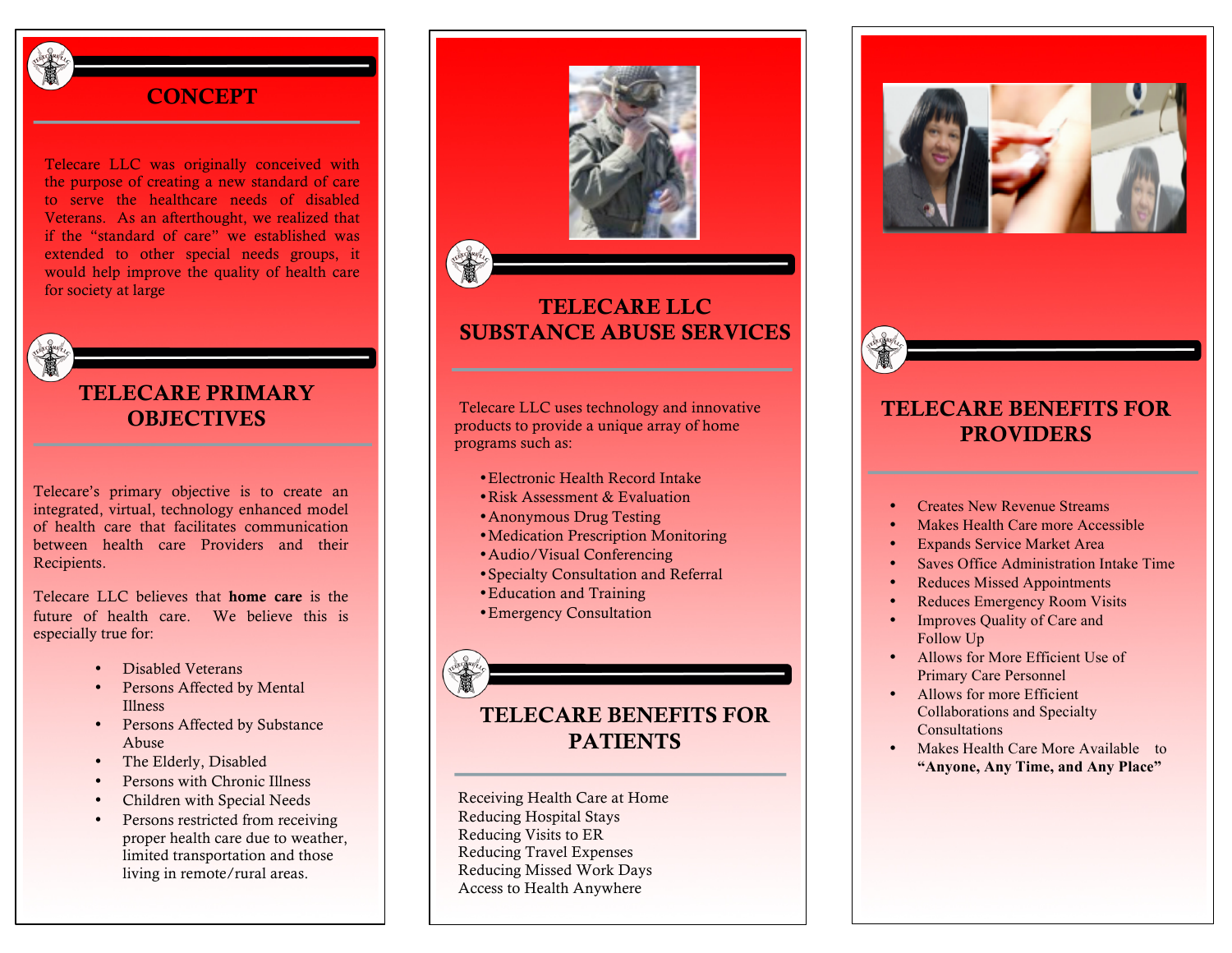## CONCEPT

Telecare LLC was originally conceived with the purpose of creating a new standard of care to serve the healthcare needs of disabled Veterans. As an afterthought, we realized that if the "standard of care" we established was extended to other special needs groups, it would help improve the quality of health care for society at large

## TELECARE PRIMARY OBJECTIVES

Telecare's primary objective is to create an integrated, virtual, technology enhanced model of health care that facilitates communication between health care Providers and their Recipients.

Telecare LLC believes that **home care** is the future of health care. We believe this is especially true for:

- Disabled Veterans
- Persons Affected by Mental Illness
- Persons Affected by Substance Abuse
- The Elderly, Disabled
- Persons with Chronic Illness
- Children with Special Needs
- Persons restricted from receiving proper health care due to weather, limited transportation and those living in remote/rural areas.

## TELECARE LLC SUBSTANCE ABUSE SERVICES

Telecare LLC uses technology and innovative products to provide a unique array of home programs such as:

- Electronic Health Record Intake
- Risk Assessment & Evaluation
- Anonymous Drug Testing
- Medication Prescription Monitoring
- Audio/Visual Conferencing
- Specialty Consultation and Referral
- Education and Training
- Emergency Consultation

## TELECARE BENEFITS FOR PATIENTS

Receiving Health Care at Home
Reducing Hospital Stays
Reducing Visits to ER
Reducing Travel Expenses
Reducing Missed Work Days
Access to Health Anywhere

## TELECARE BENEFITS FOR PROVIDERS

- Creates New Revenue Streams
- Makes Health Care more Accessible
- Expands Service Market Area
- Saves Office Administration Intake Time
- Reduces Missed Appointments
- Reduces Emergency Room Visits
- Improves Quality of Care and Follow Up
- Allows for More Efficient Use of Primary Care Personnel
- Allows for more Efficient Collaborations and Specialty Consultations
- Makes Health Care More Available to **"Anyone, Any Time, and Any Place"**